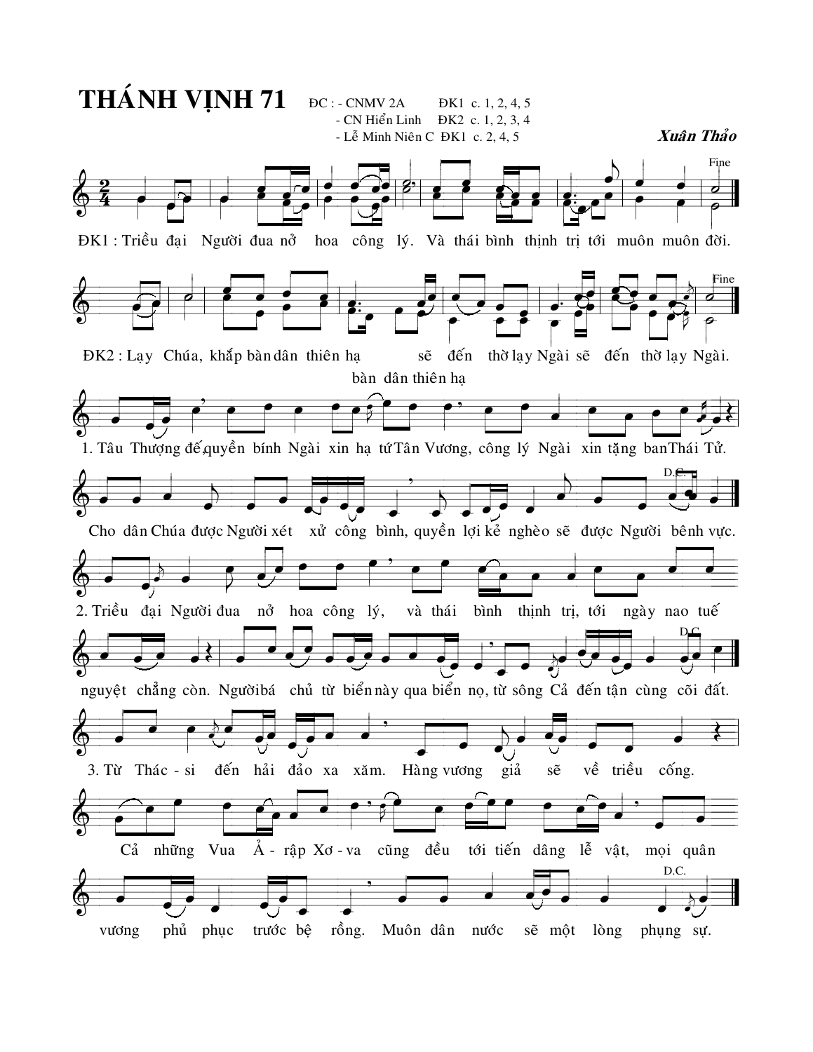# THÁNH VỊNH 71

ĐC : - CNMV 2A ĐK1 c. 1, 2, 4, 5
- CN Hiển Linh ĐK2 c. 1, 2, 3, 4
- Lễ Minh Niên C ĐK1 c. 2, 4, 5

*Xuân Thảo*

ĐK1 : Triều đại Người đua nở hoa công lý. Và thái bình thịnh trị tới muôn muôn đời. (Fine)

ĐK2 : Lạy Chúa, khắp bàn dân thiên hạ sẽ đến thờ lạy Ngài sẽ đến thờ lạy Ngài. (Fine)
bàn dân thiên hạ

1. Tâu Thượng đế quyền bính Ngài xin hạ tứ Tân Vương, công lý Ngài xin tặng ban Thái Tử. Cho dân Chúa được Người xét xử công bình, quyền lợi kẻ nghèo sẽ được Người bênh vực. (D.C.)

2. Triều đại Người đua nở hoa công lý, và thái bình thịnh trị, tới ngày nao tuế nguyệt chẳng còn. Người bá chủ từ biển này qua biển nọ, từ sông Cả đến tận cùng cõi đất. (D.C.)

3. Từ Thác - si đến hải đảo xa xăm. Hàng vương giả sẽ về triều cống. Cả những Vua Ả - rập Xơ - va cũng đều tới tiến dâng lễ vật, mọi quân vương phủ phục trước bệ rồng. Muôn dân nước sẽ một lòng phụng sự. (D.C.)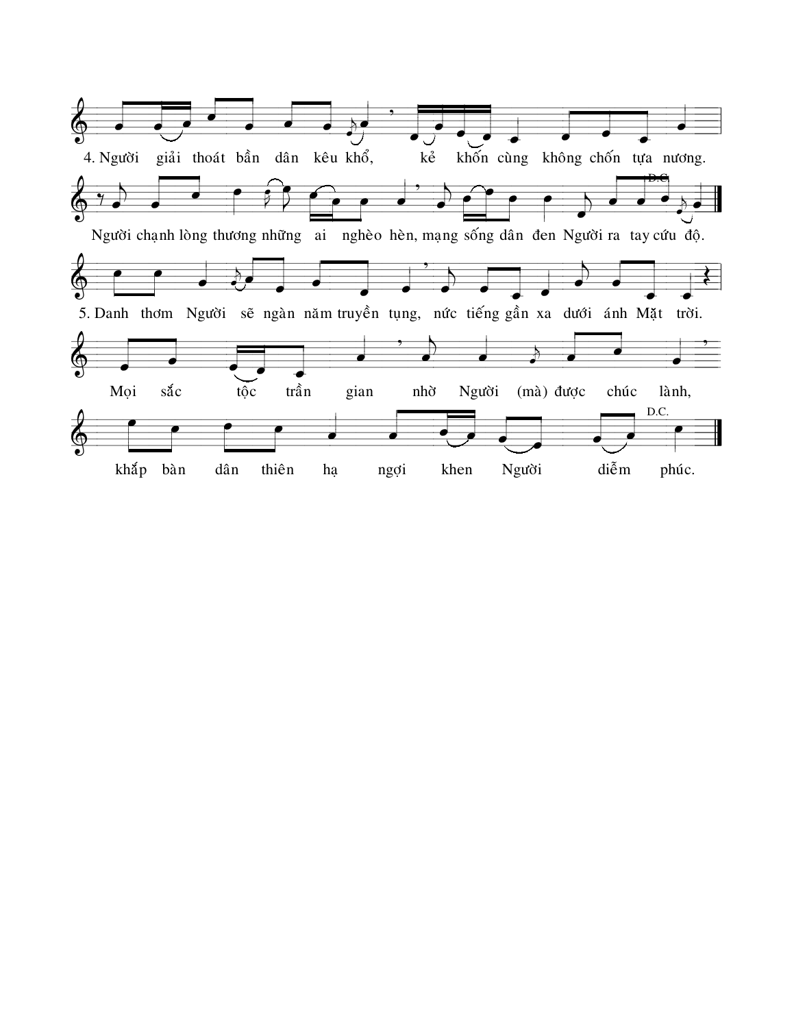4. Người giải thoát bần dân kêu khổ, kẻ khốn cùng không chốn tựa nương.

Người chạnh lòng thương những ai nghèo hèn, mạng sống dân đen Người ra tay cứu độ.

D.C.

5. Danh thơm Người sẽ ngàn năm truyền tụng, nức tiếng gần xa dưới ánh Mặt trời.

Mọi sắc tộc trần gian nhờ Người (mà) được chúc lành,

khắp bàn dân thiên hạ ngợi khen Người diễm phúc.

D.C.